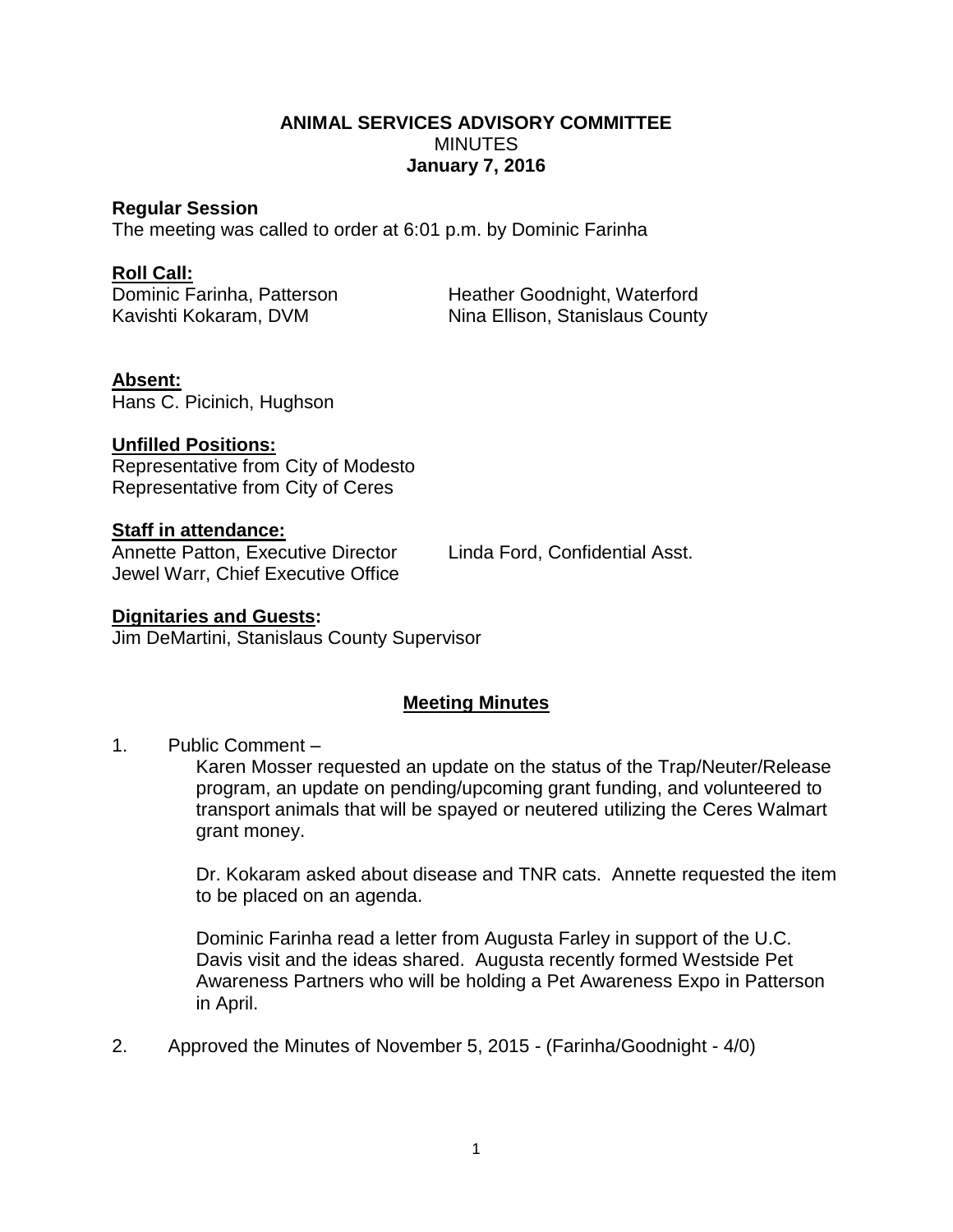**ANIMAL SERVICES ADVISORY COMMITTEE**
MINUTES
**January 7, 2016**

**Regular Session**
The meeting was called to order at 6:01 p.m. by Dominic Farinha

**Roll Call:**
Dominic Farinha, Patterson
Heather Goodnight, Waterford
Kavishti Kokaram, DVM
Nina Ellison, Stanislaus County

**Absent:**
Hans C. Picinich, Hughson

**Unfilled Positions:**
Representative from City of Modesto
Representative from City of Ceres

**Staff in attendance:**
Annette Patton, Executive Director
Linda Ford, Confidential Asst.
Jewel Warr, Chief Executive Office

**Dignitaries and Guests:**
Jim DeMartini, Stanislaus County Supervisor

**Meeting Minutes**

1. Public Comment –

   Karen Mosser requested an update on the status of the Trap/Neuter/Release program, an update on pending/upcoming grant funding, and volunteered to transport animals that will be spayed or neutered utilizing the Ceres Walmart grant money.

   Dr. Kokaram asked about disease and TNR cats. Annette requested the item to be placed on an agenda.

   Dominic Farinha read a letter from Augusta Farley in support of the U.C. Davis visit and the ideas shared. Augusta recently formed Westside Pet Awareness Partners who will be holding a Pet Awareness Expo in Patterson in April.

2. Approved the Minutes of November 5, 2015 - (Farinha/Goodnight - 4/0)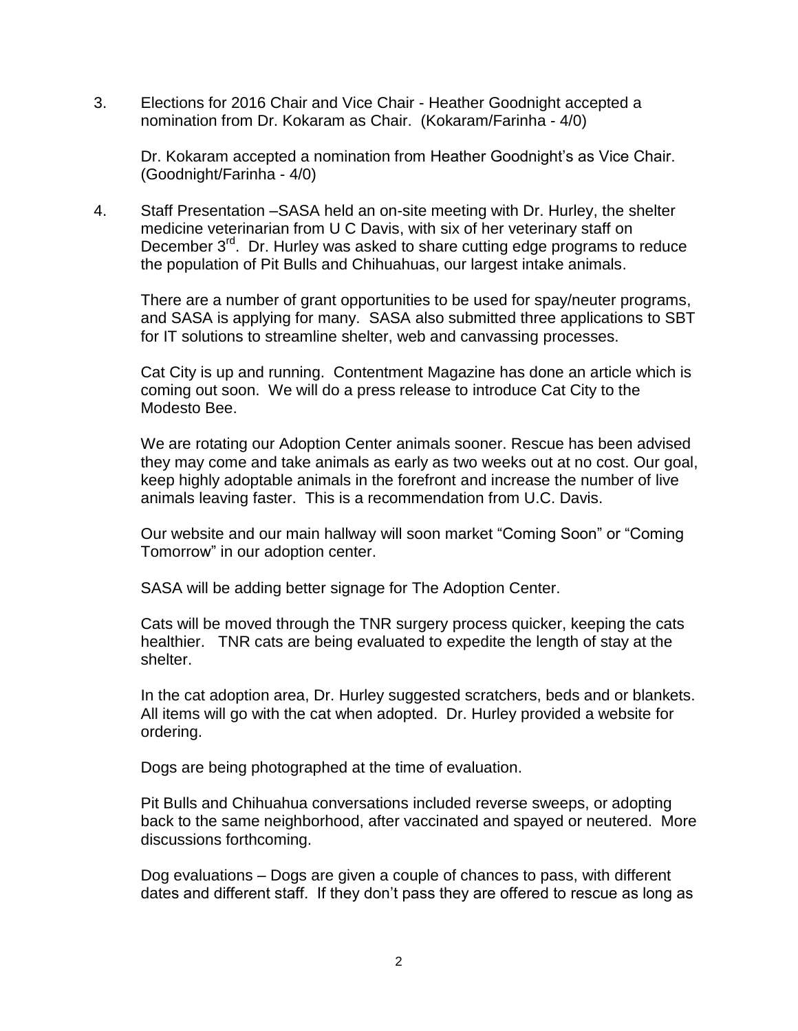3. Elections for 2016 Chair and Vice Chair - Heather Goodnight accepted a nomination from Dr. Kokaram as Chair. (Kokaram/Farinha - 4/0)

   Dr. Kokaram accepted a nomination from Heather Goodnight's as Vice Chair. (Goodnight/Farinha - 4/0)

4. Staff Presentation –SASA held an on-site meeting with Dr. Hurley, the shelter medicine veterinarian from U C Davis, with six of her veterinary staff on December 3rd. Dr. Hurley was asked to share cutting edge programs to reduce the population of Pit Bulls and Chihuahuas, our largest intake animals.

   There are a number of grant opportunities to be used for spay/neuter programs, and SASA is applying for many. SASA also submitted three applications to SBT for IT solutions to streamline shelter, web and canvassing processes.

   Cat City is up and running. Contentment Magazine has done an article which is coming out soon. We will do a press release to introduce Cat City to the Modesto Bee.

   We are rotating our Adoption Center animals sooner. Rescue has been advised they may come and take animals as early as two weeks out at no cost. Our goal, keep highly adoptable animals in the forefront and increase the number of live animals leaving faster. This is a recommendation from U.C. Davis.

   Our website and our main hallway will soon market "Coming Soon" or "Coming Tomorrow" in our adoption center.

   SASA will be adding better signage for The Adoption Center.

   Cats will be moved through the TNR surgery process quicker, keeping the cats healthier. TNR cats are being evaluated to expedite the length of stay at the shelter.

   In the cat adoption area, Dr. Hurley suggested scratchers, beds and or blankets. All items will go with the cat when adopted. Dr. Hurley provided a website for ordering.

   Dogs are being photographed at the time of evaluation.

   Pit Bulls and Chihuahua conversations included reverse sweeps, or adopting back to the same neighborhood, after vaccinated and spayed or neutered. More discussions forthcoming.

   Dog evaluations – Dogs are given a couple of chances to pass, with different dates and different staff. If they don't pass they are offered to rescue as long as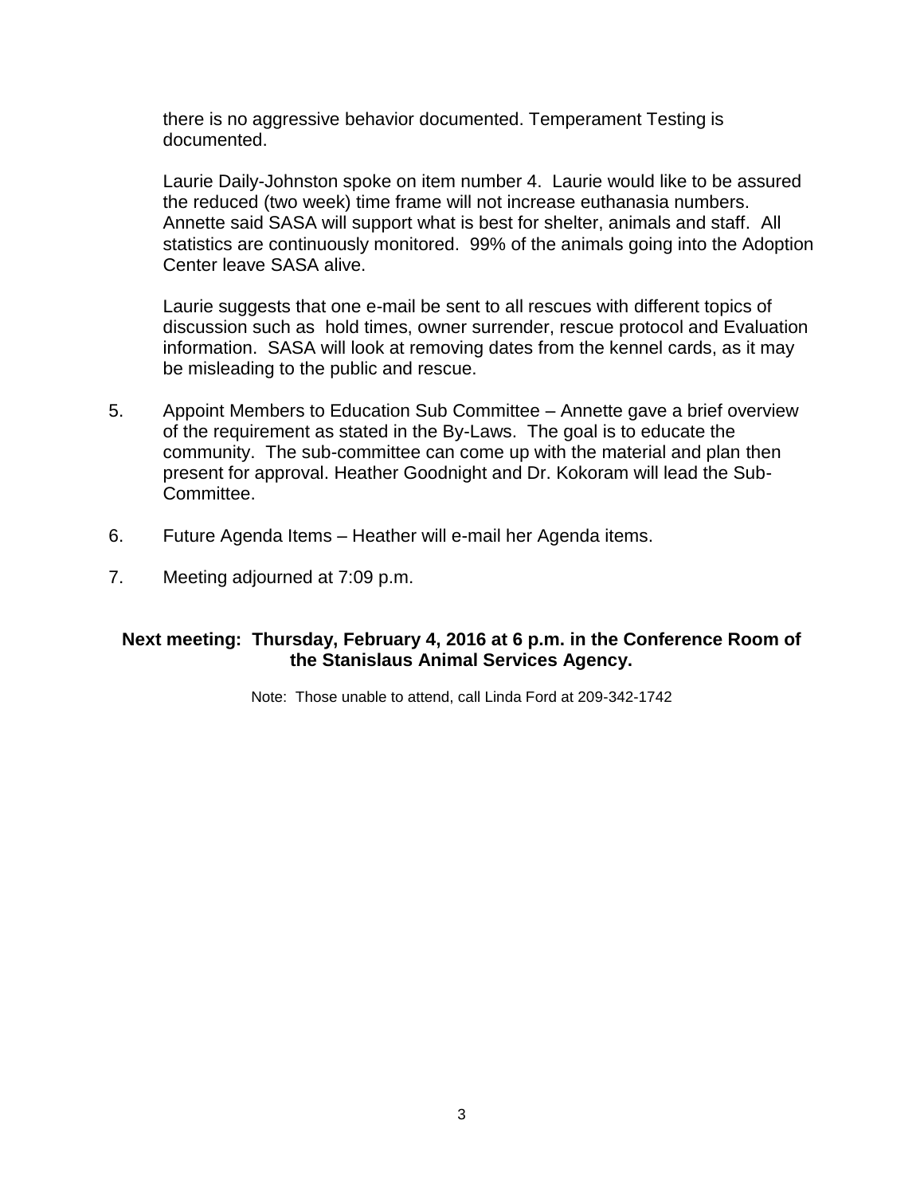there is no aggressive behavior documented. Temperament Testing is documented.

Laurie Daily-Johnston spoke on item number 4. Laurie would like to be assured the reduced (two week) time frame will not increase euthanasia numbers. Annette said SASA will support what is best for shelter, animals and staff. All statistics are continuously monitored. 99% of the animals going into the Adoption Center leave SASA alive.

Laurie suggests that one e-mail be sent to all rescues with different topics of discussion such as hold times, owner surrender, rescue protocol and Evaluation information. SASA will look at removing dates from the kennel cards, as it may be misleading to the public and rescue.

5. Appoint Members to Education Sub Committee – Annette gave a brief overview of the requirement as stated in the By-Laws. The goal is to educate the community. The sub-committee can come up with the material and plan then present for approval. Heather Goodnight and Dr. Kokoram will lead the Sub-Committee.

6. Future Agenda Items – Heather will e-mail her Agenda items.

7. Meeting adjourned at 7:09 p.m.

**Next meeting: Thursday, February 4, 2016 at 6 p.m. in the Conference Room of the Stanislaus Animal Services Agency.**

Note: Those unable to attend, call Linda Ford at 209-342-1742